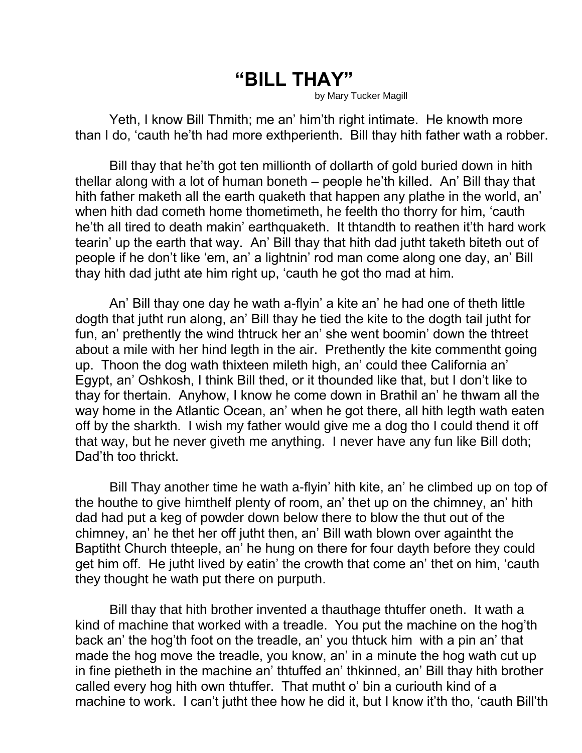# "BILL THAY"

by Mary Tucker Magill

Yeth, I know Bill Thmith; me an' him'th right intimate. He knowth more than I do, 'cauth he'th had more exthperienth. Bill thay hith father wath a robber.

Bill thay that he'th got ten millionth of dollarth of gold buried down in hith thellar along with a lot of human boneth – people he'th killed. An' Bill thay that hith father maketh all the earth quaketh that happen any plathe in the world, an' when hith dad cometh home thometimeth, he feelth tho thorry for him, 'cauth he'th all tired to death makin' earthquaketh. It thtandth to reathen it'th hard work tearin' up the earth that way. An' Bill thay that hith dad jutht taketh biteth out of people if he don't like 'em, an' a lightnin' rod man come along one day, an' Bill thay hith dad jutht ate him right up, 'cauth he got tho mad at him.

An' Bill thay one day he wath a-flyin' a kite an' he had one of theth little dogth that jutht run along, an' Bill thay he tied the kite to the dogth tail jutht for fun, an' prethently the wind thtruck her an' she went boomin' down the thtreet about a mile with her hind legth in the air. Prethently the kite commentht going up. Thoon the dog wath thixteen mileth high, an' could thee California an' Egypt, an' Oshkosh, I think Bill thed, or it thounded like that, but I don't like to thay for thertain. Anyhow, I know he come down in Brathil an' he thwam all the way home in the Atlantic Ocean, an' when he got there, all hith legth wath eaten off by the sharkth. I wish my father would give me a dog tho I could thend it off that way, but he never giveth me anything. I never have any fun like Bill doth; Dad'th too thrickt.

Bill Thay another time he wath a-flyin' hith kite, an' he climbed up on top of the houthe to give himthelf plenty of room, an' thet up on the chimney, an' hith dad had put a keg of powder down below there to blow the thut out of the chimney, an' he thet her off jutht then, an' Bill wath blown over againtht the Baptitht Church thteeple, an' he hung on there for four dayth before they could get him off. He jutht lived by eatin' the crowth that come an' thet on him, 'cauth they thought he wath put there on purputh.

Bill thay that hith brother invented a thauthage thtuffer oneth. It wath a kind of machine that worked with a treadle. You put the machine on the hog'th back an' the hog'th foot on the treadle, an' you thtuck him with a pin an' that made the hog move the treadle, you know, an' in a minute the hog wath cut up in fine pietheth in the machine an' thtuffed an' thkinned, an' Bill thay hith brother called every hog hith own thtuffer. That mutht o' bin a curiouth kind of a machine to work. I can't jutht thee how he did it, but I know it'th tho, 'cauth Bill'th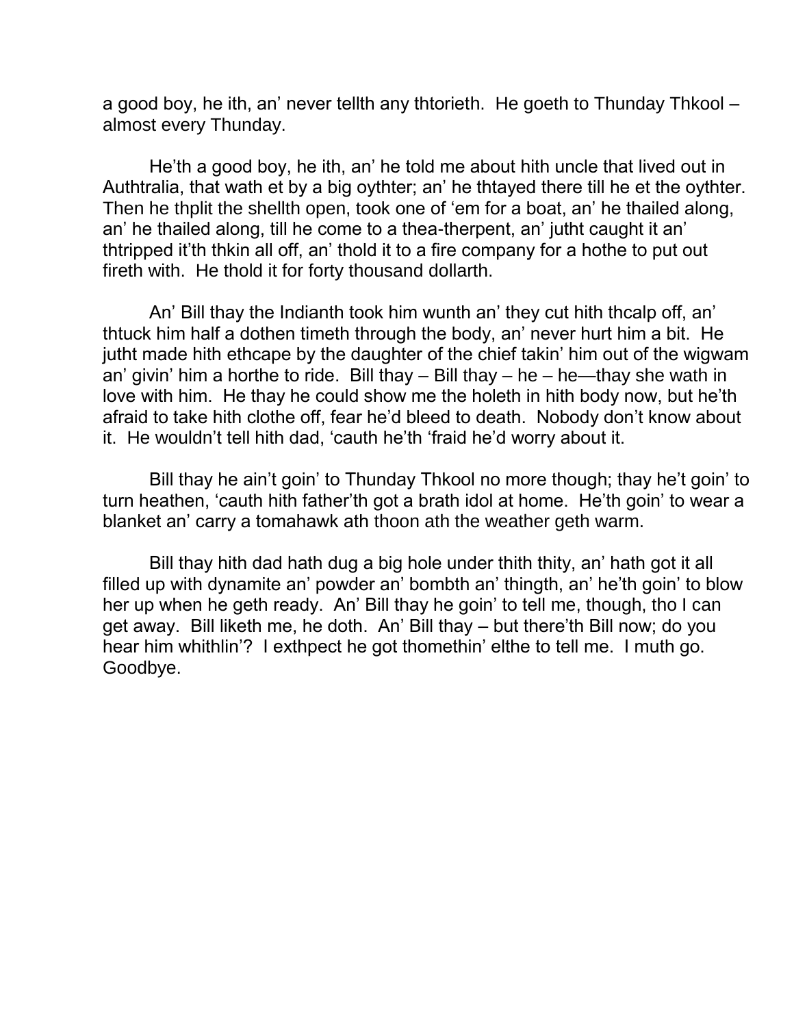a good boy, he ith, an' never tellth any thtorieth. He goeth to Thunday Thkool – almost every Thunday.

He'th a good boy, he ith, an' he told me about hith uncle that lived out in Authtralia, that wath et by a big oythter; an' he thtayed there till he et the oythter. Then he thplit the shellth open, took one of 'em for a boat, an' he thailed along, an' he thailed along, till he come to a thea-therpent, an' jutht caught it an' thtripped it'th thkin all off, an' thold it to a fire company for a hothe to put out fireth with. He thold it for forty thousand dollarth.

An' Bill thay the Indianth took him wunth an' they cut hith thcalp off, an' thtuck him half a dothen timeth through the body, an' never hurt him a bit. He jutht made hith ethcape by the daughter of the chief takin' him out of the wigwam an' givin' him a horthe to ride. Bill thay – Bill thay – he – he—thay she wath in love with him. He thay he could show me the holeth in hith body now, but he'th afraid to take hith clothe off, fear he'd bleed to death. Nobody don't know about it. He wouldn't tell hith dad, 'cauth he'th 'fraid he'd worry about it.

Bill thay he ain't goin' to Thunday Thkool no more though; thay he't goin' to turn heathen, 'cauth hith father'th got a brath idol at home. He'th goin' to wear a blanket an' carry a tomahawk ath thoon ath the weather geth warm.

Bill thay hith dad hath dug a big hole under thith thity, an' hath got it all filled up with dynamite an' powder an' bombth an' thingth, an' he'th goin' to blow her up when he geth ready. An' Bill thay he goin' to tell me, though, tho I can get away. Bill liketh me, he doth. An' Bill thay – but there'th Bill now; do you hear him whithlin'? I exthpect he got thomethin' elthe to tell me. I muth go. Goodbye.